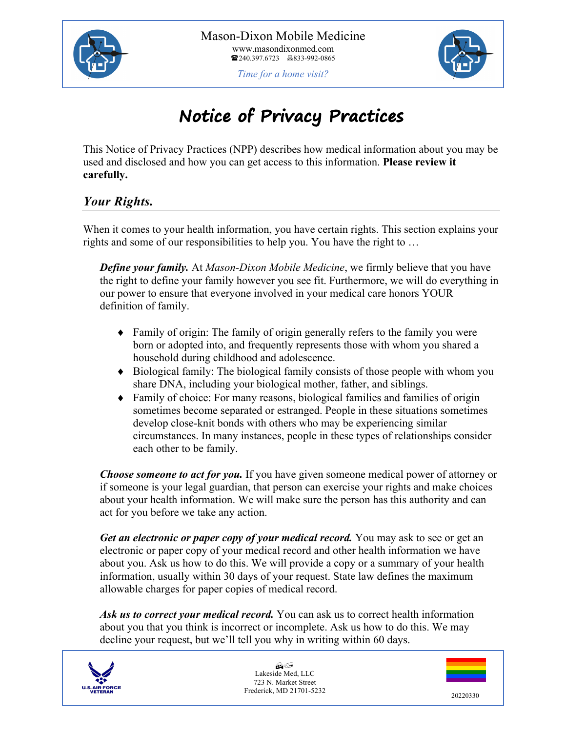Mason-Dixon Mobile Medicine
www.masondixonmed.com
☎240.397.6723  833-992-0865

*Time for a home visit?*

# Notice of Privacy Practices

This Notice of Privacy Practices (NPP) describes how medical information about you may be used and disclosed and how you can get access to this information. **Please review it carefully.**

## *Your Rights.*

When it comes to your health information, you have certain rights. This section explains your rights and some of our responsibilities to help you. You have the right to …

***Define your family.*** At *Mason-Dixon Mobile Medicine*, we firmly believe that you have the right to define your family however you see fit. Furthermore, we will do everything in our power to ensure that everyone involved in your medical care honors YOUR definition of family.

- Family of origin: The family of origin generally refers to the family you were born or adopted into, and frequently represents those with whom you shared a household during childhood and adolescence.
- Biological family: The biological family consists of those people with whom you share DNA, including your biological mother, father, and siblings.
- Family of choice: For many reasons, biological families and families of origin sometimes become separated or estranged. People in these situations sometimes develop close-knit bonds with others who may be experiencing similar circumstances. In many instances, people in these types of relationships consider each other to be family.

***Choose someone to act for you.*** If you have given someone medical power of attorney or if someone is your legal guardian, that person can exercise your rights and make choices about your health information. We will make sure the person has this authority and can act for you before we take any action.

***Get an electronic or paper copy of your medical record.*** You may ask to see or get an electronic or paper copy of your medical record and other health information we have about you. Ask us how to do this. We will provide a copy or a summary of your health information, usually within 30 days of your request. State law defines the maximum allowable charges for paper copies of medical record.

***Ask us to correct your medical record.*** You can ask us to correct health information about you that you think is incorrect or incomplete. Ask us how to do this. We may decline your request, but we'll tell you why in writing within 60 days.

U.S. AIR FORCE VETERAN

Lakeside Med, LLC
723 N. Market Street
Frederick, MD 21701-5232

20220330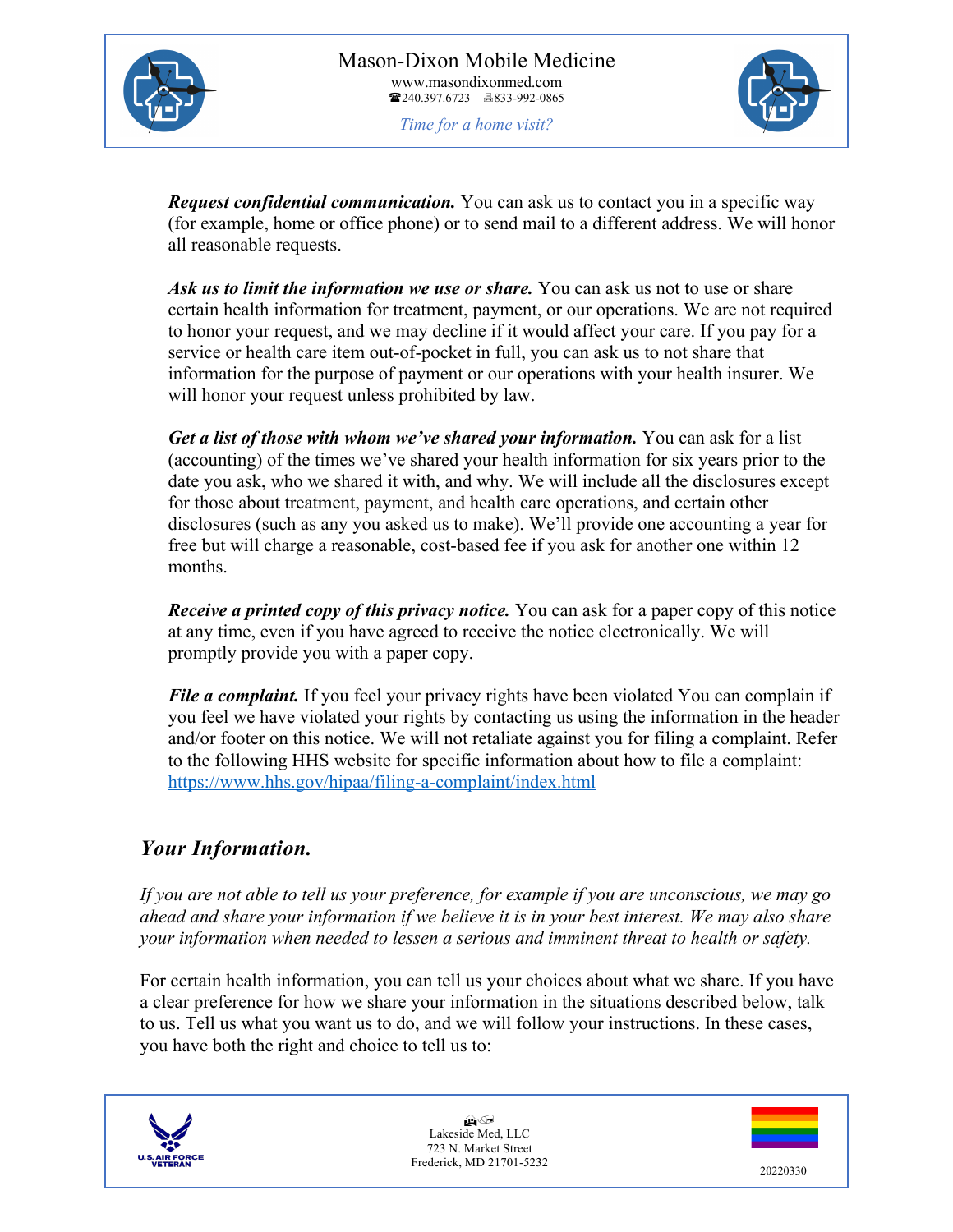***Request confidential communication.*** You can ask us to contact you in a specific way (for example, home or office phone) or to send mail to a different address. We will honor all reasonable requests.

***Ask us to limit the information we use or share.*** You can ask us not to use or share certain health information for treatment, payment, or our operations. We are not required to honor your request, and we may decline if it would affect your care. If you pay for a service or health care item out-of-pocket in full, you can ask us to not share that information for the purpose of payment or our operations with your health insurer. We will honor your request unless prohibited by law.

***Get a list of those with whom we've shared your information.*** You can ask for a list (accounting) of the times we've shared your health information for six years prior to the date you ask, who we shared it with, and why. We will include all the disclosures except for those about treatment, payment, and health care operations, and certain other disclosures (such as any you asked us to make). We'll provide one accounting a year for free but will charge a reasonable, cost-based fee if you ask for another one within 12 months.

***Receive a printed copy of this privacy notice.*** You can ask for a paper copy of this notice at any time, even if you have agreed to receive the notice electronically. We will promptly provide you with a paper copy.

***File a complaint.*** If you feel your privacy rights have been violated You can complain if you feel we have violated your rights by contacting us using the information in the header and/or footer on this notice. We will not retaliate against you for filing a complaint. Refer to the following HHS website for specific information about how to file a complaint: https://www.hhs.gov/hipaa/filing-a-complaint/index.html

## *Your Information.*

*If you are not able to tell us your preference, for example if you are unconscious, we may go ahead and share your information if we believe it is in your best interest. We may also share your information when needed to lessen a serious and imminent threat to health or safety.*

For certain health information, you can tell us your choices about what we share. If you have a clear preference for how we share your information in the situations described below, talk to us. Tell us what you want us to do, and we will follow your instructions. In these cases, you have both the right and choice to tell us to: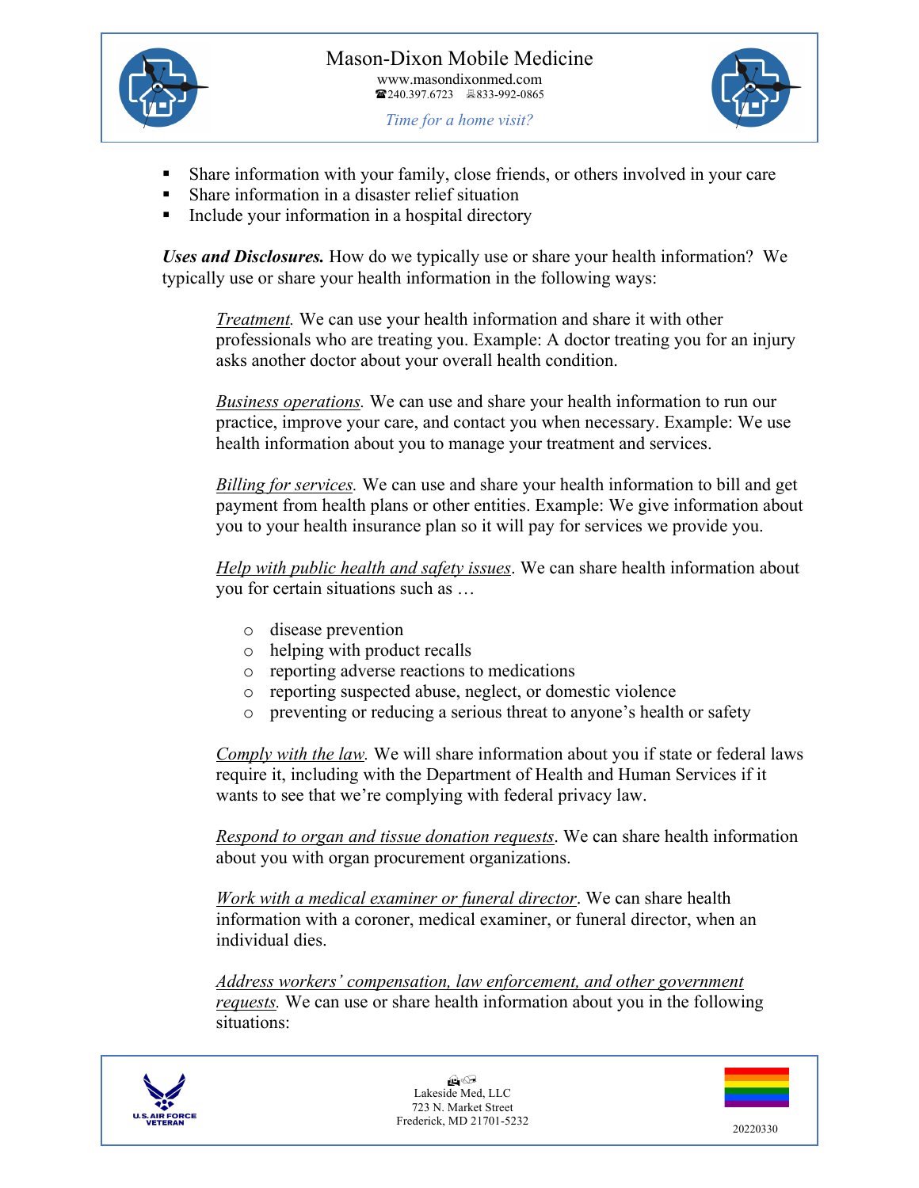- Share information with your family, close friends, or others involved in your care
- Share information in a disaster relief situation
- Include your information in a hospital directory

***Uses and Disclosures.*** How do we typically use or share your health information? We typically use or share your health information in the following ways:

> *Treatment.* We can use your health information and share it with other professionals who are treating you. Example: A doctor treating you for an injury asks another doctor about your overall health condition.
>
> *Business operations.* We can use and share your health information to run our practice, improve your care, and contact you when necessary. Example: We use health information about you to manage your treatment and services.
>
> *Billing for services.* We can use and share your health information to bill and get payment from health plans or other entities. Example: We give information about you to your health insurance plan so it will pay for services we provide you.
>
> *Help with public health and safety issues*. We can share health information about you for certain situations such as …
>
> - disease prevention
> - helping with product recalls
> - reporting adverse reactions to medications
> - reporting suspected abuse, neglect, or domestic violence
> - preventing or reducing a serious threat to anyone's health or safety
>
> *Comply with the law.* We will share information about you if state or federal laws require it, including with the Department of Health and Human Services if it wants to see that we're complying with federal privacy law.
>
> *Respond to organ and tissue donation requests*. We can share health information about you with organ procurement organizations.
>
> *Work with a medical examiner or funeral director*. We can share health information with a coroner, medical examiner, or funeral director, when an individual dies.
>
> *Address workers' compensation, law enforcement, and other government requests.* We can use or share health information about you in the following situations: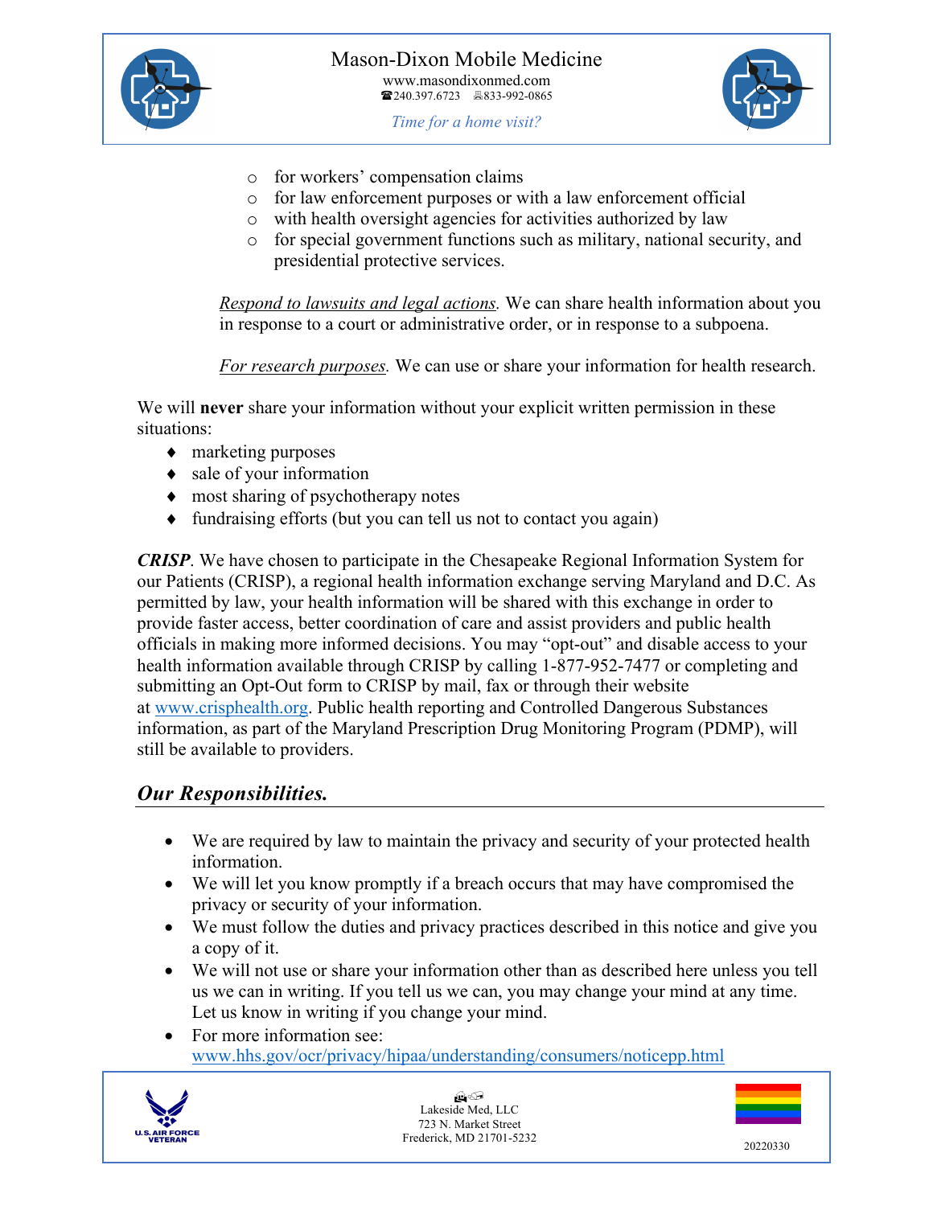- for workers' compensation claims
- for law enforcement purposes or with a law enforcement official
- with health oversight agencies for activities authorized by law
- for special government functions such as military, national security, and presidential protective services.

*Respond to lawsuits and legal actions*. We can share health information about you in response to a court or administrative order, or in response to a subpoena.

*For research purposes*. We can use or share your information for health research.

We will **never** share your information without your explicit written permission in these situations:

- marketing purposes
- sale of your information
- most sharing of psychotherapy notes
- fundraising efforts (but you can tell us not to contact you again)

***CRISP***. We have chosen to participate in the Chesapeake Regional Information System for our Patients (CRISP), a regional health information exchange serving Maryland and D.C. As permitted by law, your health information will be shared with this exchange in order to provide faster access, better coordination of care and assist providers and public health officials in making more informed decisions. You may "opt-out" and disable access to your health information available through CRISP by calling 1-877-952-7477 or completing and submitting an Opt-Out form to CRISP by mail, fax or through their website at www.crisphealth.org. Public health reporting and Controlled Dangerous Substances information, as part of the Maryland Prescription Drug Monitoring Program (PDMP), will still be available to providers.

## *Our Responsibilities.*

- We are required by law to maintain the privacy and security of your protected health information.
- We will let you know promptly if a breach occurs that may have compromised the privacy or security of your information.
- We must follow the duties and privacy practices described in this notice and give you a copy of it.
- We will not use or share your information other than as described here unless you tell us we can in writing. If you tell us we can, you may change your mind at any time. Let us know in writing if you change your mind.
- For more information see: www.hhs.gov/ocr/privacy/hipaa/understanding/consumers/noticepp.html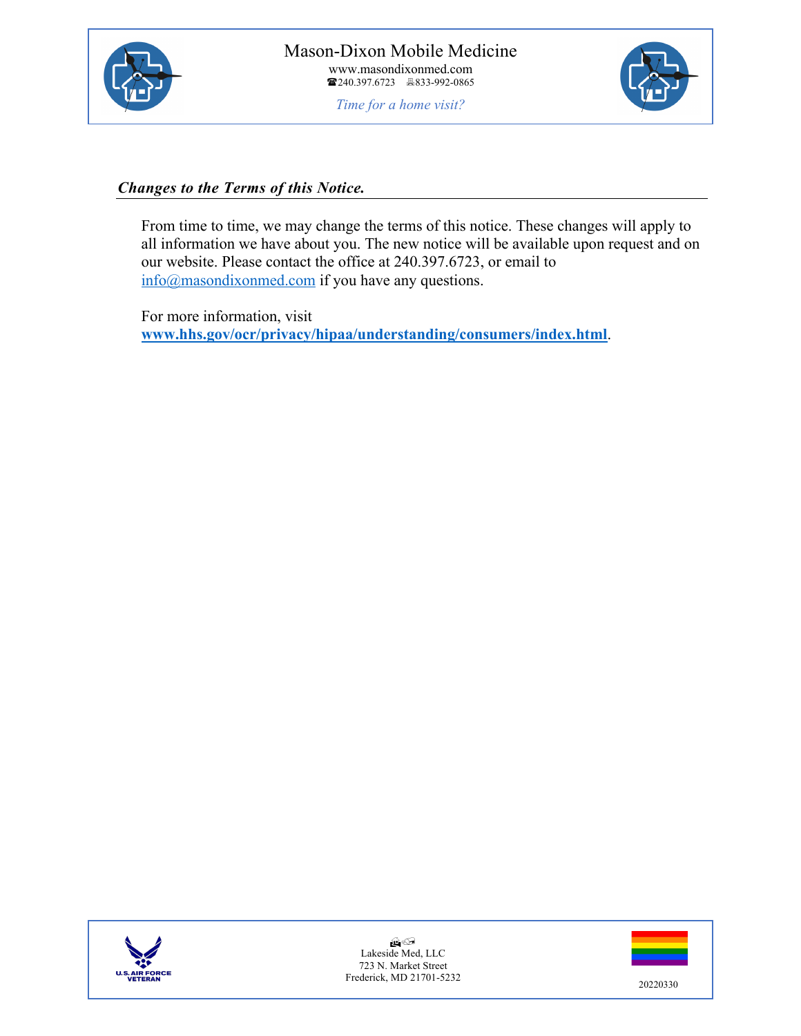### *Changes to the Terms of this Notice.*

From time to time, we may change the terms of this notice. These changes will apply to all information we have about you. The new notice will be available upon request and on our website. Please contact the office at 240.397.6723, or email to info@masondixonmed.com if you have any questions.

For more information, visit **www.hhs.gov/ocr/privacy/hipaa/understanding/consumers/index.html**.